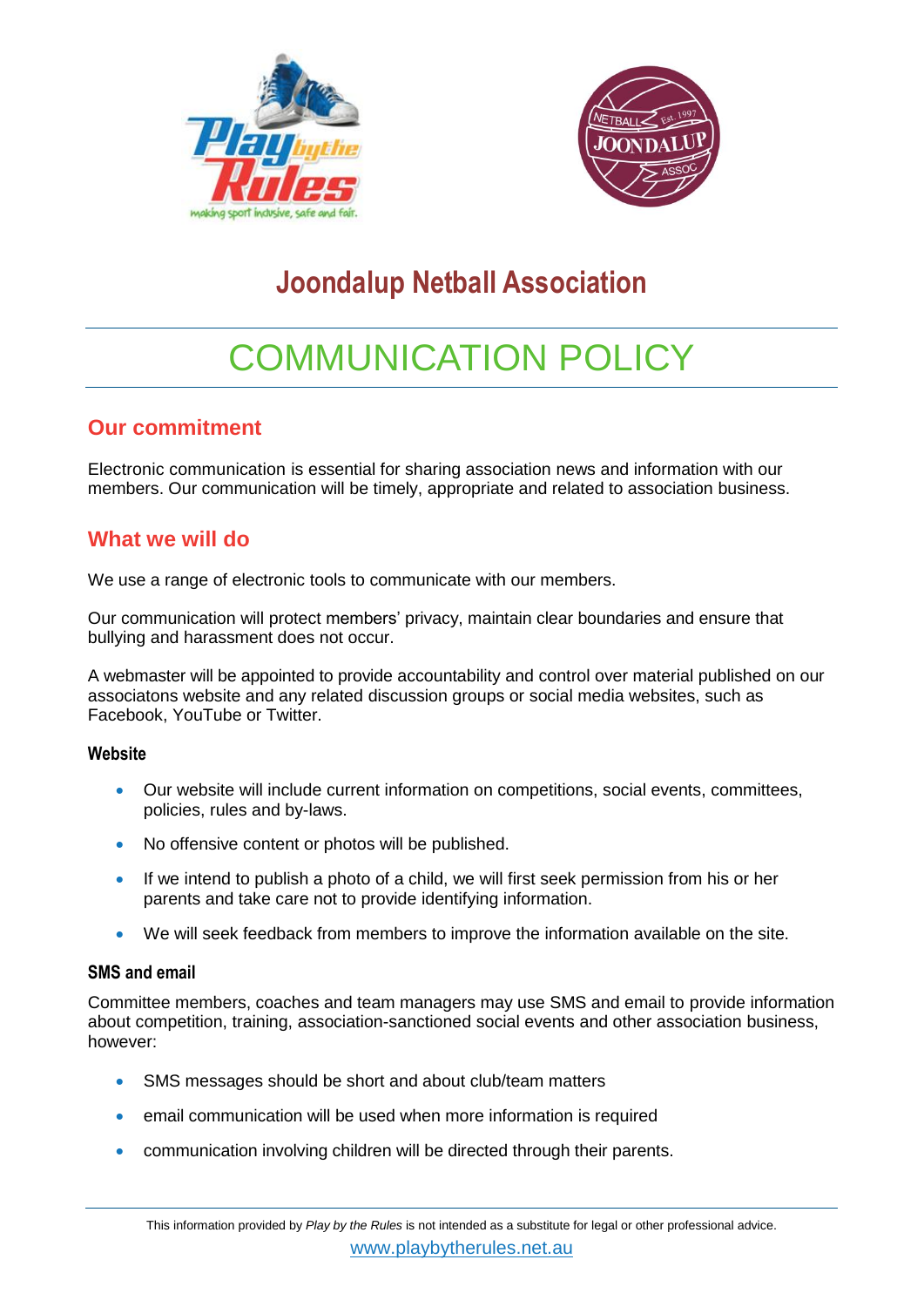# Joondalup Netball Association

# COMMUNICATION POLICY

## Our commitment

Electronic communication is essential for sharing association news and information with our members. Our communication will be timely, appropriate and related to association business.

## What we will do

We use a range of electronic tools to communicate with our members.

Our communication will protect members' privacy, maintain clear boundaries and ensure that bullying and harassment does not occur.

A webmaster will be appointed to provide accountability and control over material published on our associatons website and any related discussion groups or social media websites, such as Facebook, YouTube or Twitter.

### Website

- Our website will include current information on competitions, social events, committees, policies, rules and by-laws.
- No offensive content or photos will be published.
- If we intend to publish a photo of a child, we will first seek permission from his or her parents and take care not to provide identifying information.
- We will seek feedback from members to improve the information available on the site.

### SMS and email

Committee members, coaches and team managers may use SMS and email to provide information about competition, training, association-sanctioned social events and other association business, however:

- SMS messages should be short and about club/team matters
- email communication will be used when more information is required
- communication involving children will be directed through their parents.

This information provided by *Play by the Rules* is not intended as a substitute for legal or other professional advice.
www.playbytherules.net.au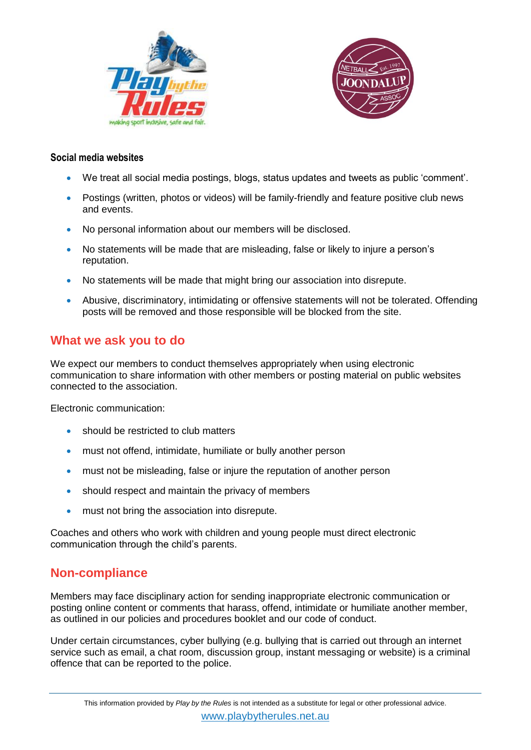**Social media websites**

- We treat all social media postings, blogs, status updates and tweets as public 'comment'.
- Postings (written, photos or videos) will be family-friendly and feature positive club news and events.
- No personal information about our members will be disclosed.
- No statements will be made that are misleading, false or likely to injure a person's reputation.
- No statements will be made that might bring our association into disrepute.
- Abusive, discriminatory, intimidating or offensive statements will not be tolerated. Offending posts will be removed and those responsible will be blocked from the site.

## What we ask you to do

We expect our members to conduct themselves appropriately when using electronic communication to share information with other members or posting material on public websites connected to the association.

Electronic communication:

- should be restricted to club matters
- must not offend, intimidate, humiliate or bully another person
- must not be misleading, false or injure the reputation of another person
- should respect and maintain the privacy of members
- must not bring the association into disrepute.

Coaches and others who work with children and young people must direct electronic communication through the child's parents.

## Non-compliance

Members may face disciplinary action for sending inappropriate electronic communication or posting online content or comments that harass, offend, intimidate or humiliate another member, as outlined in our policies and procedures booklet and our code of conduct.

Under certain circumstances, cyber bullying (e.g. bullying that is carried out through an internet service such as email, a chat room, discussion group, instant messaging or website) is a criminal offence that can be reported to the police.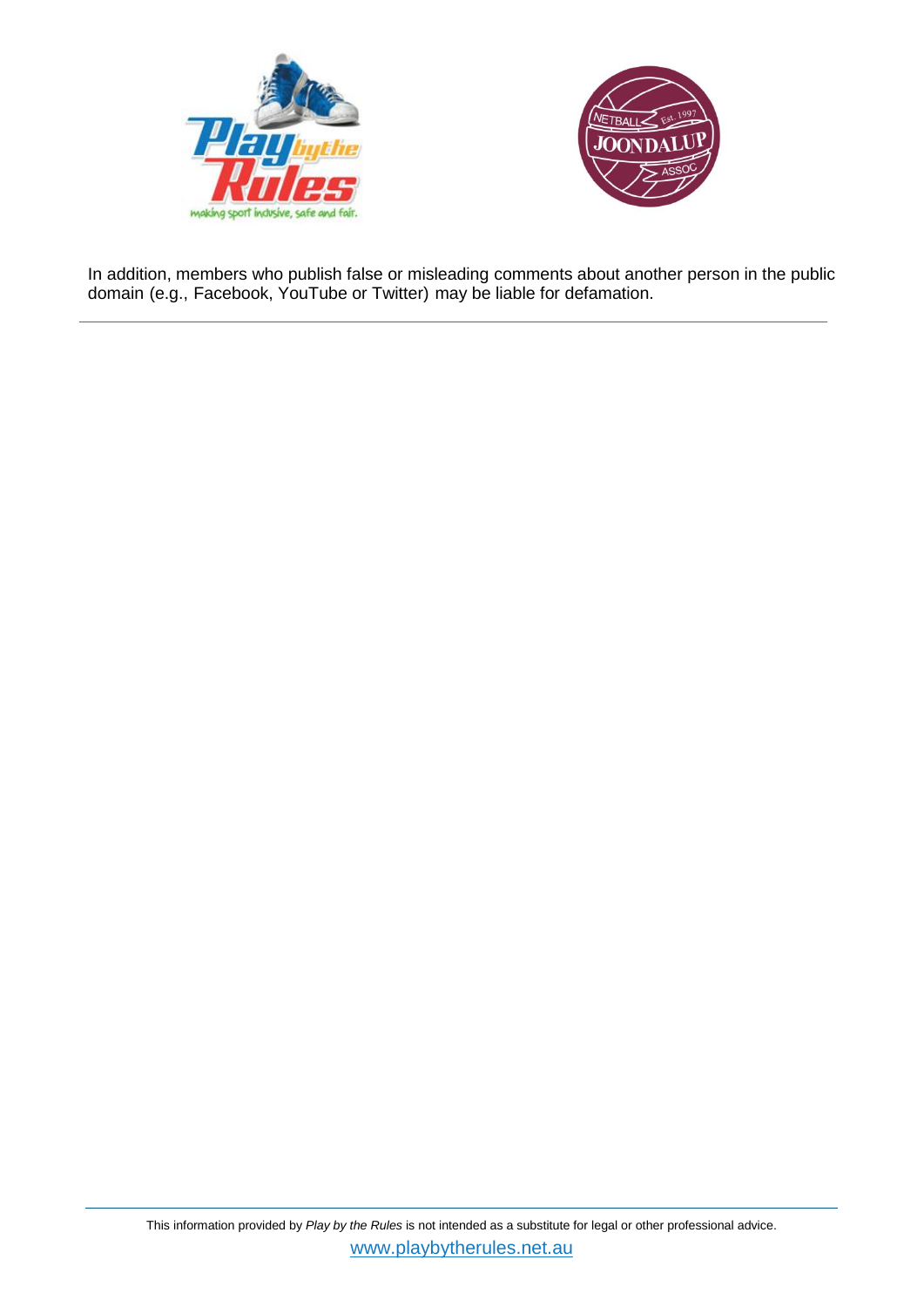In addition, members who publish false or misleading comments about another person in the public domain (e.g., Facebook, YouTube or Twitter) may be liable for defamation.

---

This information provided by *Play by the Rules* is not intended as a substitute for legal or other professional advice.

www.playbytherules.net.au